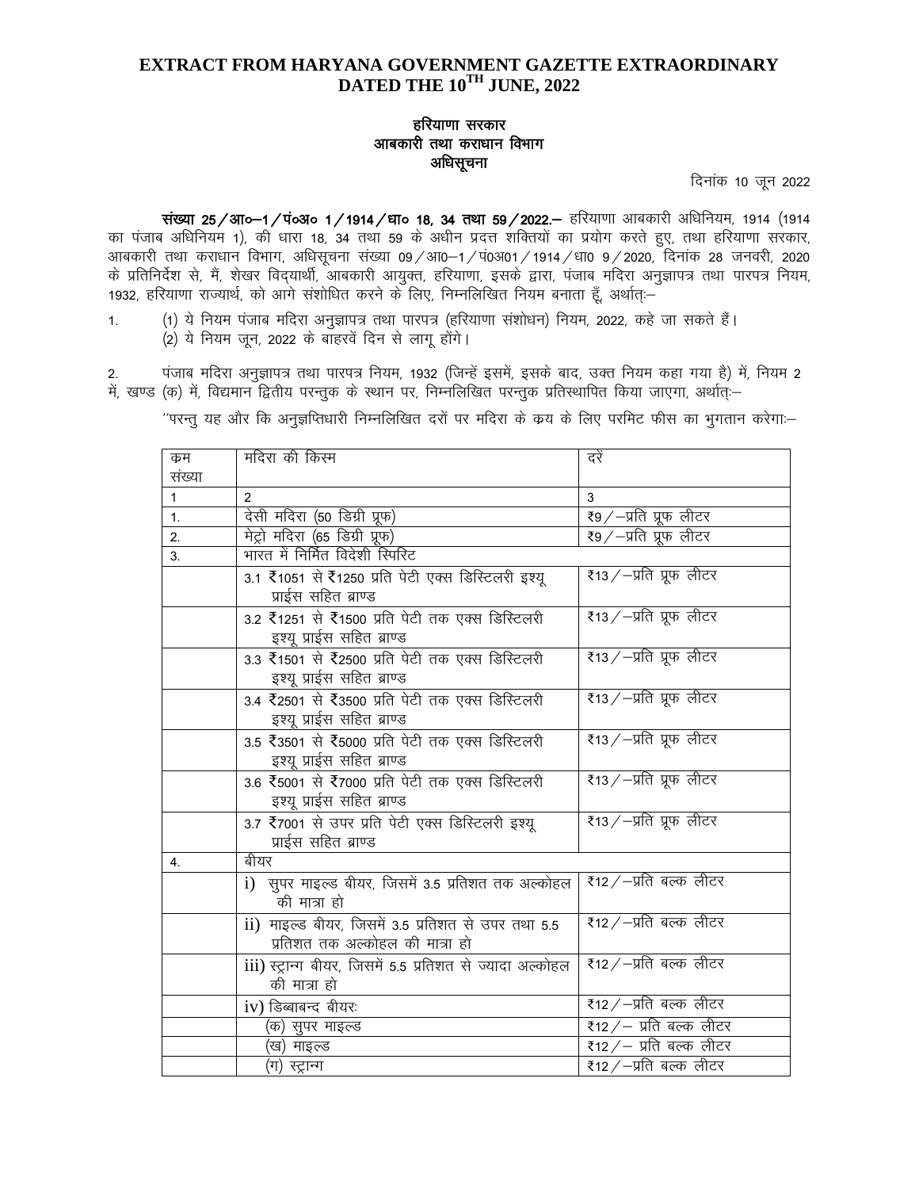# EXTRACT FROM HARYANA GOVERNMENT GAZETTE EXTRAORDINARY DATED THE 10TH JUNE, 2022

**हरियाणा सरकार**
**आबकारी तथा कराधान विभाग**
**अधिसूचना**

दिनांक 10 जून 2022

**संख्या 25/आ०—1/पं०अ० 1/1914/धा० 18, 34 तथा 59/2022.—** हरियाणा आबकारी अधिनियम, 1914 (1914 का पंजाब अधिनियम 1), की धारा 18, 34 तथा 59 के अधीन प्रदत्त शक्तियों का प्रयोग करते हुए, तथा हरियाणा सरकार, आबकारी तथा कराधान विभाग, अधिसूचना संख्या 09/आ0—1/पं0अ01/1914/धा0 9/2020, दिनांक 28 जनवरी, 2020 के प्रतिनिर्देश से, मैं, शेखर विद्यार्थी, आबकारी आयुक्त, हरियाणा, इसके द्वारा, पंजाब मदिरा अनुज्ञापत्र तथा पारपत्र नियम, 1932, हरियाणा राज्यार्थ, को आगे संशोधित करने के लिए, निम्नलिखित नियम बनाता हूँ, अर्थात्:—

1. (1) ये नियम पंजाब मदिरा अनुज्ञापत्र तथा पारपत्र (हरियाणा संशोधन) नियम, 2022, कहे जा सकते हैं।
   (2) ये नियम जून, 2022 के बाहरवें दिन से लागू होंगे।

2. पंजाब मदिरा अनुज्ञापत्र तथा पारपत्र नियम, 1932 (जिन्हें इसमें, इसके बाद, उक्त नियम कहा गया है) में, नियम 2 में, खण्ड (क) में, विद्यमान द्वितीय परन्तुक के स्थान पर, निम्नलिखित परन्तुक प्रतिस्थापित किया जाएगा, अर्थात्:—

"परन्तु यह और कि अनुज्ञप्तिधारी निम्नलिखित दरों पर मदिरा के क्रय के लिए परमिट फीस का भुगतान करेगा:—

| क्रम संख्या | मदिरा की किस्म | दरें |
|---|---|---|
| 1 | 2 | 3 |
| 1. | देसी मदिरा (50 डिग्री प्रूफ) | ₹9/—प्रति प्रूफ लीटर |
| 2. | मेट्रो मदिरा (65 डिग्री प्रूफ) | ₹9/—प्रति प्रूफ लीटर |
| 3. | भारत में निर्मित विदेशी स्पिरिट | |
| | 3.1 ₹1051 से ₹1250 प्रति पेटी एक्स डिस्टिलरी इश्यू प्राईस सहित ब्राण्ड | ₹13/—प्रति प्रूफ लीटर |
| | 3.2 ₹1251 से ₹1500 प्रति पेटी तक एक्स डिस्टिलरी इश्यू प्राईस सहित ब्राण्ड | ₹13/—प्रति प्रूफ लीटर |
| | 3.3 ₹1501 से ₹2500 प्रति पेटी तक एक्स डिस्टिलरी इश्यू प्राईस सहित ब्राण्ड | ₹13/—प्रति प्रूफ लीटर |
| | 3.4 ₹2501 से ₹3500 प्रति पेटी तक एक्स डिस्टिलरी इश्यू प्राईस सहित ब्राण्ड | ₹13/—प्रति प्रूफ लीटर |
| | 3.5 ₹3501 से ₹5000 प्रति पेटी तक एक्स डिस्टिलरी इश्यू प्राईस सहित ब्राण्ड | ₹13/—प्रति प्रूफ लीटर |
| | 3.6 ₹5001 से ₹7000 प्रति पेटी तक एक्स डिस्टिलरी इश्यू प्राईस सहित ब्राण्ड | ₹13/—प्रति प्रूफ लीटर |
| | 3.7 ₹7001 से उपर प्रति पेटी एक्स डिस्टिलरी इश्यू प्राईस सहित ब्राण्ड | ₹13/—प्रति प्रूफ लीटर |
| 4. | बीयर | |
| | i) सुपर माइल्ड बीयर, जिसमें 3.5 प्रतिशत तक अल्कोहल की मात्रा हो | ₹12/—प्रति बल्क लीटर |
| | ii) माइल्ड बीयर, जिसमें 3.5 प्रतिशत से उपर तथा 5.5 प्रतिशत तक अल्कोहल की मात्रा हो | ₹12/—प्रति बल्क लीटर |
| | iii) स्ट्रान्ग बीयर, जिसमें 5.5 प्रतिशत से ज्यादा अल्कोहल की मात्रा हो | ₹12/—प्रति बल्क लीटर |
| | iv) डिब्बाबन्द बीयरः | ₹12/—प्रति बल्क लीटर |
| | (क) सुपर माइल्ड | ₹12/— प्रति बल्क लीटर |
| | (ख) माइल्ड | ₹12/— प्रति बल्क लीटर |
| | (ग) स्ट्रान्ग | ₹12/—प्रति बल्क लीटर |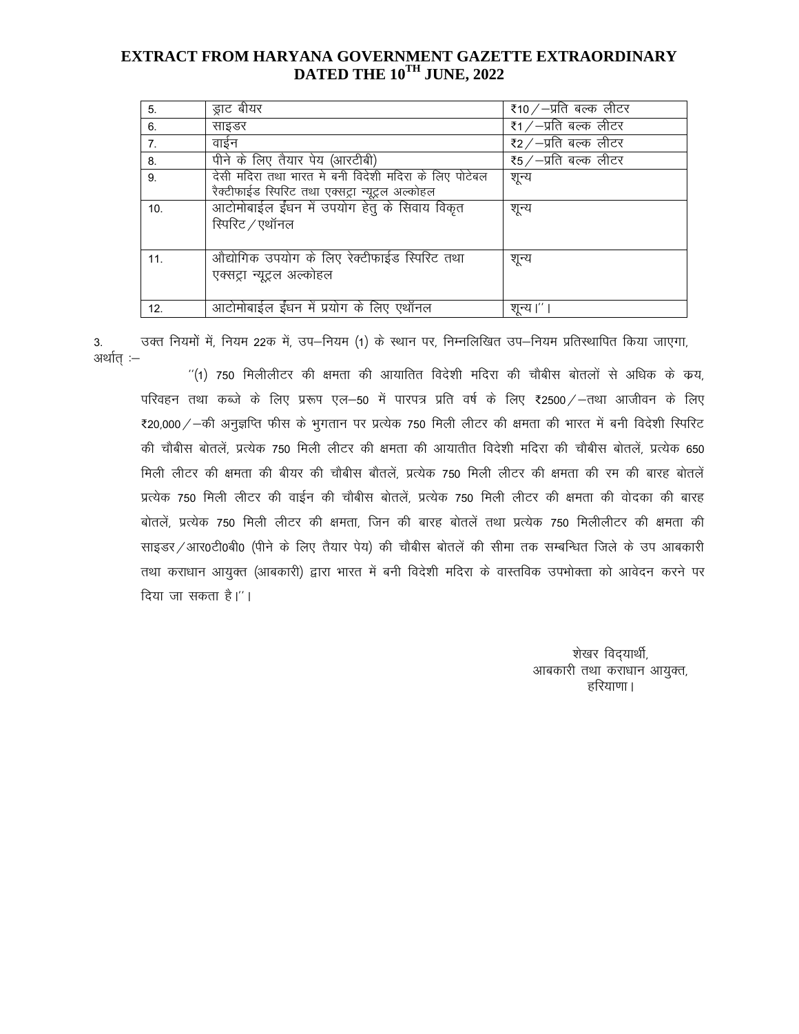**EXTRACT FROM HARYANA GOVERNMENT GAZETTE EXTRAORDINARY DATED THE 10TH JUNE, 2022**

| | | |
|---|---|---|
| 5. | ड्राट बीयर | ₹10 / –प्रति बल्क लीटर |
| 6. | साइडर | ₹1 / –प्रति बल्क लीटर |
| 7. | वाईन | ₹2 / –प्रति बल्क लीटर |
| 8. | पीने के लिए तैयार पेय (आरटीबी) | ₹5 / –प्रति बल्क लीटर |
| 9. | देसी मदिरा तथा भारत मे बनी विदेशी मदिरा के लिए पोटेबल रैक्टीफाईड स्पिरिट तथा एक्सट्रा न्यूट्रल अल्कोहल | शून्य |
| 10. | आटोमोबाईल ईंधन में उपयोग हेतु के सिवाय विकृत स्पिरिट / एथॉनल | शून्य |
| 11. | औद्योगिक उपयोग के लिए रेक्टीफाईड स्पिरिट तथा एक्सट्रा न्यूट्रल अल्कोहल | शून्य |
| 12. | आटोमोबाईल ईंधन में प्रयोग के लिए एथॉनल | शून्य।''। |

3. उक्त नियमों में, नियम 22क में, उप–नियम (1) के स्थान पर, निम्नलिखित उप–नियम प्रतिस्थापित किया जाएगा, अर्थात् :–

''(1) 750 मिलीलीटर की क्षमता की आयातित विदेशी मदिरा की चौबीस बोतलों से अधिक के क्रय, परिवहन तथा कब्जे के लिए प्ररूप एल–50 में पारपत्र प्रति वर्ष के लिए ₹2500 / –तथा आजीवन के लिए ₹20,000 / –की अनुज्ञप्ति फीस के भुगतान पर प्रत्येक 750 मिली लीटर की क्षमता की भारत में बनी विदेशी स्पिरिट की चौबीस बोतलें, प्रत्येक 750 मिली लीटर की क्षमता की आयातीत विदेशी मदिरा की चौबीस बोतलें, प्रत्येक 650 मिली लीटर की क्षमता की बीयर की चौबीस बौतलें, प्रत्येक 750 मिली लीटर की क्षमता की रम की बारह बोतलें प्रत्येक 750 मिली लीटर की वाईन की चौबीस बोतलें, प्रत्येक 750 मिली लीटर की क्षमता की वोदका की बारह बोतलें, प्रत्येक 750 मिली लीटर की क्षमता, जिन की बारह बोतलें तथा प्रत्येक 750 मिलीलीटर की क्षमता की साइडर / आर0टी0बी0 (पीने के लिए तैयार पेय) की चौबीस बोतलें की सीमा तक सम्बन्धित जिले के उप आबकारी तथा कराधान आयुक्त (आबकारी) द्वारा भारत में बनी विदेशी मदिरा के वास्तविक उपभोक्ता को आवेदन करने पर दिया जा सकता है।''।

शेखर विद्यार्थी,
आबकारी तथा कराधान आयुक्त,
हरियाणा।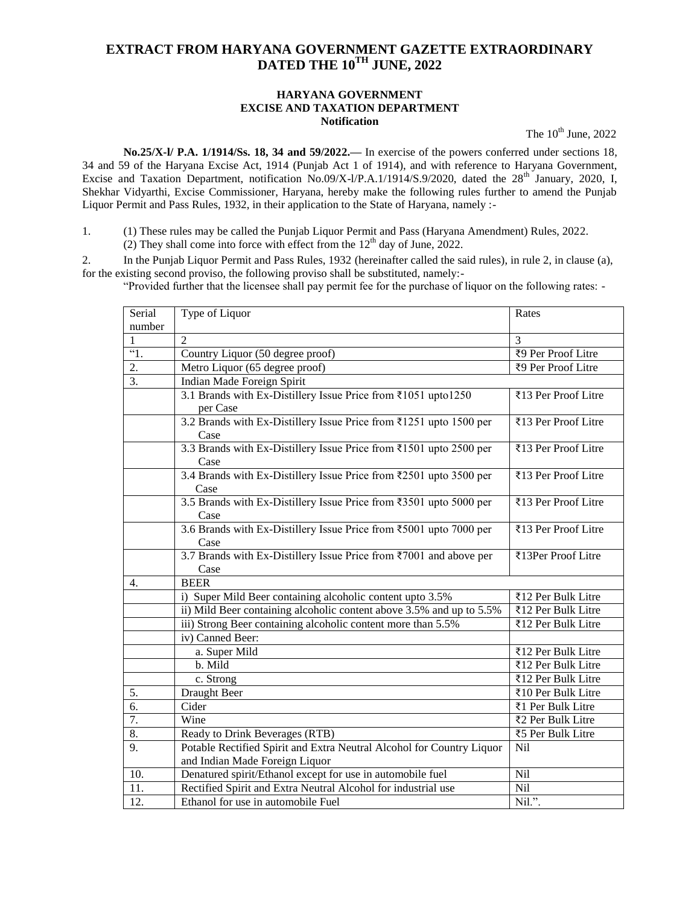# EXTRACT FROM HARYANA GOVERNMENT GAZETTE EXTRAORDINARY DATED THE 10TH JUNE, 2022

## HARYANA GOVERNMENT
## EXCISE AND TAXATION DEPARTMENT
## Notification

The 10th June, 2022

**No.25/X-l/ P.A. 1/1914/Ss. 18, 34 and 59/2022.—** In exercise of the powers conferred under sections 18, 34 and 59 of the Haryana Excise Act, 1914 (Punjab Act 1 of 1914), and with reference to Haryana Government, Excise and Taxation Department, notification No.09/X-l/P.A.1/1914/S.9/2020, dated the 28th January, 2020, I, Shekhar Vidyarthi, Excise Commissioner, Haryana, hereby make the following rules further to amend the Punjab Liquor Permit and Pass Rules, 1932, in their application to the State of Haryana, namely :-

1. (1) These rules may be called the Punjab Liquor Permit and Pass (Haryana Amendment) Rules, 2022.
   (2) They shall come into force with effect from the 12th day of June, 2022.

2. In the Punjab Liquor Permit and Pass Rules, 1932 (hereinafter called the said rules), in rule 2, in clause (a), for the existing second proviso, the following proviso shall be substituted, namely:-

"Provided further that the licensee shall pay permit fee for the purchase of liquor on the following rates: -

| Serial number | Type of Liquor | Rates |
|---|---|---|
| 1 | 2 | 3 |
| "1. | Country Liquor (50 degree proof) | ₹9 Per Proof Litre |
| 2. | Metro Liquor (65 degree proof) | ₹9 Per Proof Litre |
| 3. | Indian Made Foreign Spirit | |
| | 3.1 Brands with Ex-Distillery Issue Price from ₹1051 upto1250 per Case | ₹13 Per Proof Litre |
| | 3.2 Brands with Ex-Distillery Issue Price from ₹1251 upto 1500 per Case | ₹13 Per Proof Litre |
| | 3.3 Brands with Ex-Distillery Issue Price from ₹1501 upto 2500 per Case | ₹13 Per Proof Litre |
| | 3.4 Brands with Ex-Distillery Issue Price from ₹2501 upto 3500 per Case | ₹13 Per Proof Litre |
| | 3.5 Brands with Ex-Distillery Issue Price from ₹3501 upto 5000 per Case | ₹13 Per Proof Litre |
| | 3.6 Brands with Ex-Distillery Issue Price from ₹5001 upto 7000 per Case | ₹13 Per Proof Litre |
| | 3.7 Brands with Ex-Distillery Issue Price from ₹7001 and above per Case | ₹13Per Proof Litre |
| 4. | BEER | |
| | i) Super Mild Beer containing alcoholic content upto 3.5% | ₹12 Per Bulk Litre |
| | ii) Mild Beer containing alcoholic content above 3.5% and up to 5.5% | ₹12 Per Bulk Litre |
| | iii) Strong Beer containing alcoholic content more than 5.5% | ₹12 Per Bulk Litre |
| | iv) Canned Beer: | |
| | a. Super Mild | ₹12 Per Bulk Litre |
| | b. Mild | ₹12 Per Bulk Litre |
| | c. Strong | ₹12 Per Bulk Litre |
| 5. | Draught Beer | ₹10 Per Bulk Litre |
| 6. | Cider | ₹1 Per Bulk Litre |
| 7. | Wine | ₹2 Per Bulk Litre |
| 8. | Ready to Drink Beverages (RTB) | ₹5 Per Bulk Litre |
| 9. | Potable Rectified Spirit and Extra Neutral Alcohol for Country Liquor and Indian Made Foreign Liquor | Nil |
| 10. | Denatured spirit/Ethanol except for use in automobile fuel | Nil |
| 11. | Rectified Spirit and Extra Neutral Alcohol for industrial use | Nil |
| 12. | Ethanol for use in automobile Fuel | Nil.". |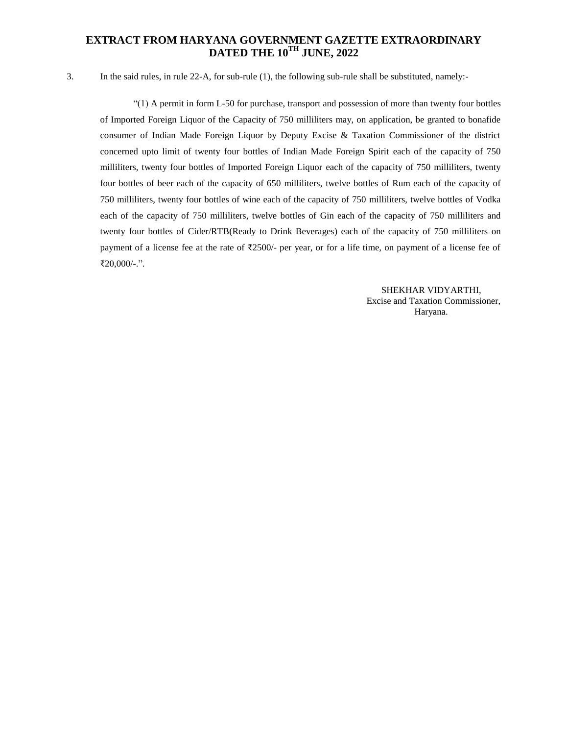# EXTRACT FROM HARYANA GOVERNMENT GAZETTE EXTRAORDINARY DATED THE 10TH JUNE, 2022

3. In the said rules, in rule 22-A, for sub-rule (1), the following sub-rule shall be substituted, namely:-

"(1) A permit in form L-50 for purchase, transport and possession of more than twenty four bottles of Imported Foreign Liquor of the Capacity of 750 milliliters may, on application, be granted to bonafide consumer of Indian Made Foreign Liquor by Deputy Excise & Taxation Commissioner of the district concerned upto limit of twenty four bottles of Indian Made Foreign Spirit each of the capacity of 750 milliliters, twenty four bottles of Imported Foreign Liquor each of the capacity of 750 milliliters, twenty four bottles of beer each of the capacity of 650 milliliters, twelve bottles of Rum each of the capacity of 750 milliliters, twenty four bottles of wine each of the capacity of 750 milliliters, twelve bottles of Vodka each of the capacity of 750 milliliters, twelve bottles of Gin each of the capacity of 750 milliliters and twenty four bottles of Cider/RTB(Ready to Drink Beverages) each of the capacity of 750 milliliters on payment of a license fee at the rate of ₹2500/- per year, or for a life time, on payment of a license fee of ₹20,000/-.".

SHEKHAR VIDYARTHI,
Excise and Taxation Commissioner,
Haryana.